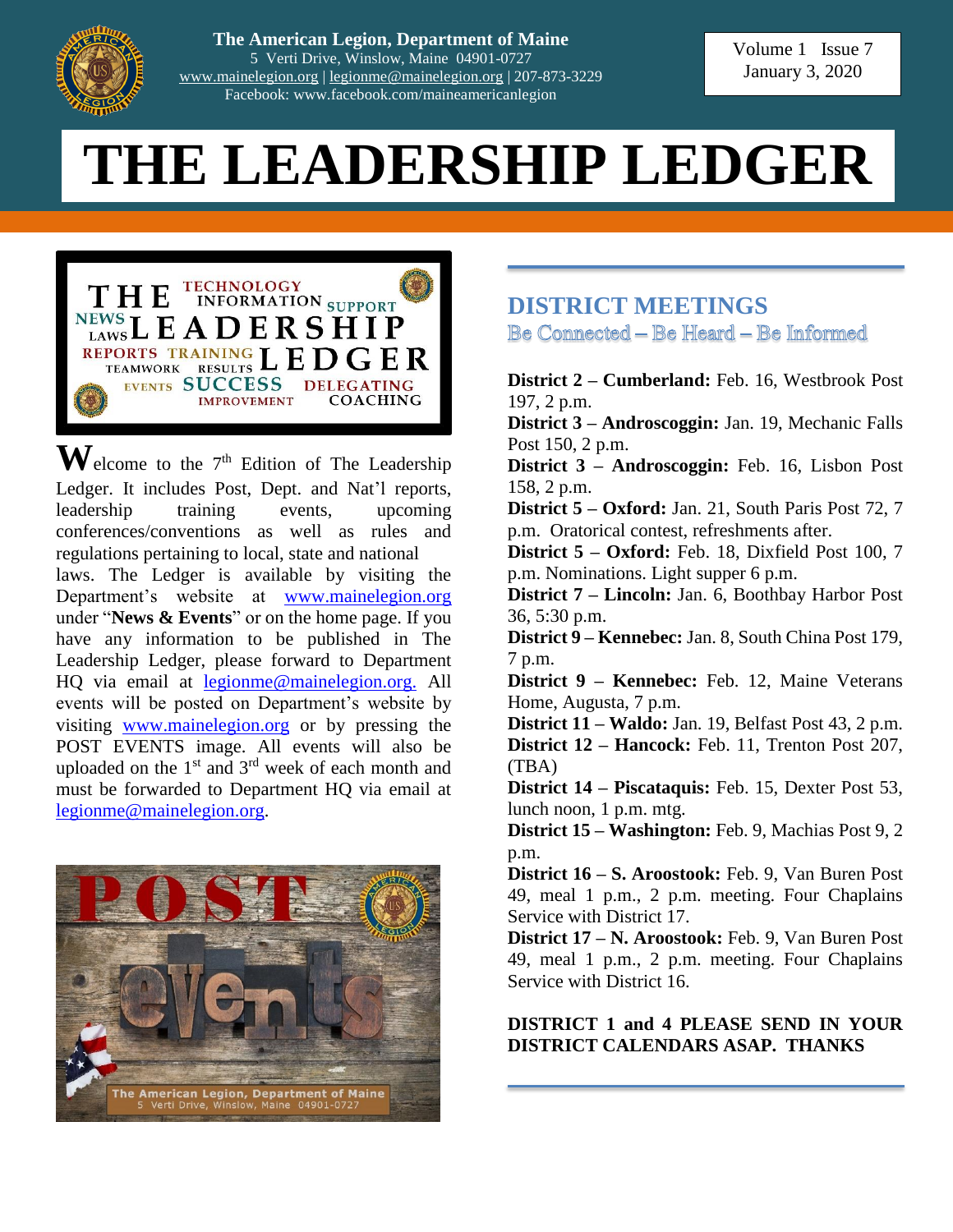The American Legion, Department of Maine
5 Verti Drive, Winslow, Maine 04901-0727
www.mainelegion.org | legionme@mainelegion.org | 207-873-3229
Facebook: www.facebook.com/maineamericanlegion

Volume 1 Issue 7
January 3, 2020

# THE LEADERSHIP LEDGER

Welcome to the 7th Edition of The Leadership Ledger. It includes Post, Dept. and Nat'l reports, leadership training events, upcoming conferences/conventions as well as rules and regulations pertaining to local, state and national laws. The Ledger is available by visiting the Department's website at www.mainelegion.org under "**News & Events**" or on the home page. If you have any information to be published in The Leadership Ledger, please forward to Department HQ via email at legionme@mainelegion.org. All events will be posted on Department's website by visiting www.mainelegion.org or by pressing the POST EVENTS image. All events will also be uploaded on the 1st and 3rd week of each month and must be forwarded to Department HQ via email at legionme@mainelegion.org.

## DISTRICT MEETINGS

Be Connected – Be Heard – Be Informed

**District 2 – Cumberland:** Feb. 16, Westbrook Post 197, 2 p.m.
**District 3 – Androscoggin:** Jan. 19, Mechanic Falls Post 150, 2 p.m.
**District 3 – Androscoggin:** Feb. 16, Lisbon Post 158, 2 p.m.
**District 5 – Oxford:** Jan. 21, South Paris Post 72, 7 p.m. Oratorical contest, refreshments after.
**District 5 – Oxford:** Feb. 18, Dixfield Post 100, 7 p.m. Nominations. Light supper 6 p.m.
**District 7 – Lincoln:** Jan. 6, Boothbay Harbor Post 36, 5:30 p.m.
**District 9 – Kennebec:** Jan. 8, South China Post 179, 7 p.m.
**District 9 – Kennebec:** Feb. 12, Maine Veterans Home, Augusta, 7 p.m.
**District 11 – Waldo:** Jan. 19, Belfast Post 43, 2 p.m.
**District 12 – Hancock:** Feb. 11, Trenton Post 207, (TBA)
**District 14 – Piscataquis:** Feb. 15, Dexter Post 53, lunch noon, 1 p.m. mtg.
**District 15 – Washington:** Feb. 9, Machias Post 9, 2 p.m.
**District 16 – S. Aroostook:** Feb. 9, Van Buren Post 49, meal 1 p.m., 2 p.m. meeting. Four Chaplains Service with District 17.
**District 17 – N. Aroostook:** Feb. 9, Van Buren Post 49, meal 1 p.m., 2 p.m. meeting. Four Chaplains Service with District 16.

**DISTRICT 1 and 4 PLEASE SEND IN YOUR DISTRICT CALENDARS ASAP. THANKS**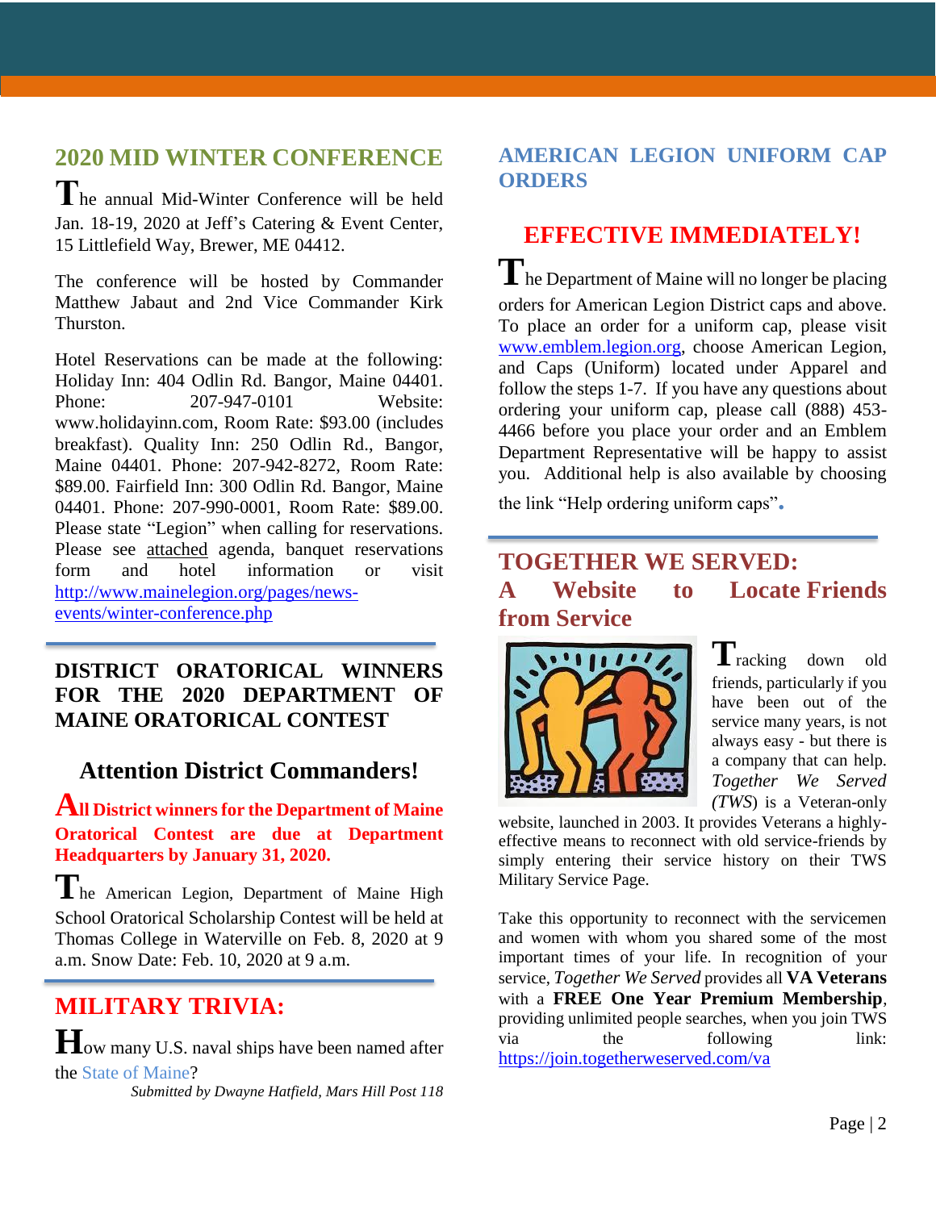## 2020 MID WINTER CONFERENCE

The annual Mid-Winter Conference will be held Jan. 18-19, 2020 at Jeff's Catering & Event Center, 15 Littlefield Way, Brewer, ME 04412.

The conference will be hosted by Commander Matthew Jabaut and 2nd Vice Commander Kirk Thurston.

Hotel Reservations can be made at the following: Holiday Inn: 404 Odlin Rd. Bangor, Maine 04401. Phone: 207-947-0101 Website: www.holidayinn.com, Room Rate: $93.00 (includes breakfast). Quality Inn: 250 Odlin Rd., Bangor, Maine 04401. Phone: 207-942-8272, Room Rate: $89.00. Fairfield Inn: 300 Odlin Rd. Bangor, Maine 04401. Phone: 207-990-0001, Room Rate: $89.00. Please state "Legion" when calling for reservations. Please see attached agenda, banquet reservations form and hotel information or visit http://www.mainelegion.org/pages/news-events/winter-conference.php

## DISTRICT ORATORICAL WINNERS FOR THE 2020 DEPARTMENT OF MAINE ORATORICAL CONTEST

### Attention District Commanders!

**All District winners for the Department of Maine Oratorical Contest are due at Department Headquarters by January 31, 2020.**

The American Legion, Department of Maine High School Oratorical Scholarship Contest will be held at Thomas College in Waterville on Feb. 8, 2020 at 9 a.m. Snow Date: Feb. 10, 2020 at 9 a.m.

## MILITARY TRIVIA:

How many U.S. naval ships have been named after the State of Maine?

*Submitted by Dwayne Hatfield, Mars Hill Post 118*

## AMERICAN LEGION UNIFORM CAP ORDERS

### EFFECTIVE IMMEDIATELY!

The Department of Maine will no longer be placing orders for American Legion District caps and above. To place an order for a uniform cap, please visit www.emblem.legion.org, choose American Legion, and Caps (Uniform) located under Apparel and follow the steps 1-7. If you have any questions about ordering your uniform cap, please call (888) 453-4466 before you place your order and an Emblem Department Representative will be happy to assist you. Additional help is also available by choosing the link "Help ordering uniform caps".

## TOGETHER WE SERVED: A Website to Locate Friends from Service

Tracking down old friends, particularly if you have been out of the service many years, is not always easy - but there is a company that can help. *Together We Served* (*TWS*) is a Veteran-only website, launched in 2003. It provides Veterans a highly-effective means to reconnect with old service-friends by simply entering their service history on their TWS Military Service Page.

Take this opportunity to reconnect with the servicemen and women with whom you shared some of the most important times of your life. In recognition of your service, *Together We Served* provides all **VA Veterans** with a **FREE One Year Premium Membership**, providing unlimited people searches, when you join TWS via the following link: https://join.togetherweserved.com/va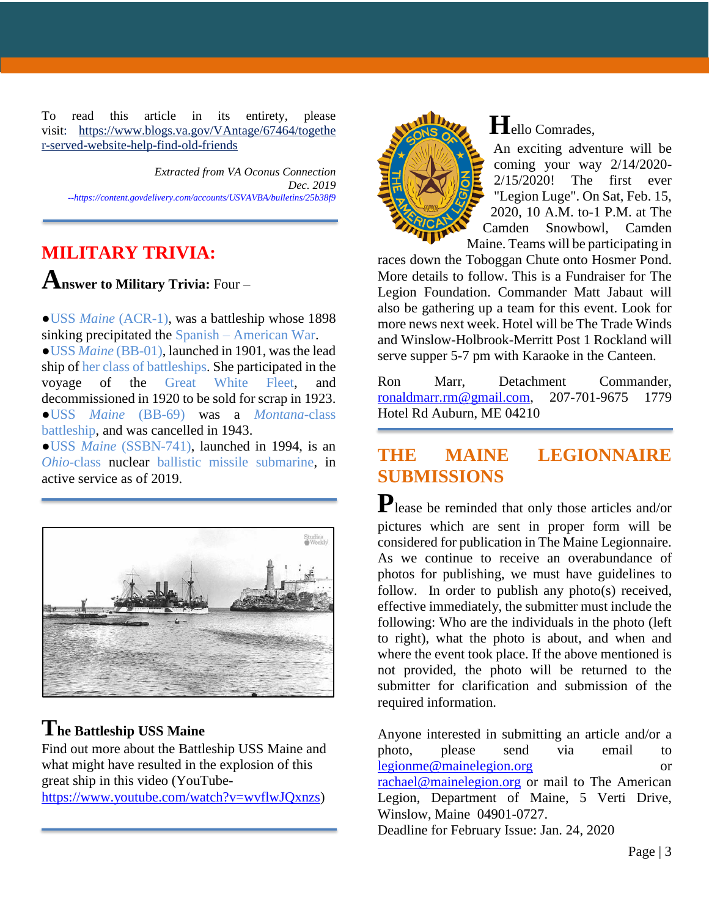To read this article in its entirety, please visit: https://www.blogs.va.gov/VAntage/67464/together-served-website-help-find-old-friends

*Extracted from VA Oconus Connection*
*Dec. 2019*
*--https://content.govdelivery.com/accounts/USVAVBA/bulletins/25b38f9*

## MILITARY TRIVIA:

**Answer to Military Trivia:** Four –

- USS *Maine* (ACR-1), was a battleship whose 1898 sinking precipitated the Spanish – American War.
- USS *Maine* (BB-01), launched in 1901, was the lead ship of her class of battleships. She participated in the voyage of the Great White Fleet, and decommissioned in 1920 to be sold for scrap in 1923.
- USS *Maine* (BB-69) was a *Montana*-class battleship, and was cancelled in 1943.
- USS *Maine* (SSBN-741), launched in 1994, is an *Ohio*-class nuclear ballistic missile submarine, in active service as of 2019.

### The Battleship USS Maine

Find out more about the Battleship USS Maine and what might have resulted in the explosion of this great ship in this video (YouTube- https://www.youtube.com/watch?v=wvflwJQxnzs)

Hello Comrades,

An exciting adventure will be coming your way 2/14/2020-2/15/2020! The first ever "Legion Luge". On Sat, Feb. 15, 2020, 10 A.M. to-1 P.M. at The Camden Snowbowl, Camden Maine. Teams will be participating in races down the Toboggan Chute onto Hosmer Pond. More details to follow. This is a Fundraiser for The Legion Foundation. Commander Matt Jabaut will also be gathering up a team for this event. Look for more news next week. Hotel will be The Trade Winds and Winslow-Holbrook-Merritt Post 1 Rockland will serve supper 5-7 pm with Karaoke in the Canteen.

Ron Marr, Detachment Commander, ronaldmarr.rm@gmail.com, 207-701-9675 1779 Hotel Rd Auburn, ME 04210

## THE MAINE LEGIONNAIRE SUBMISSIONS

Please be reminded that only those articles and/or pictures which are sent in proper form will be considered for publication in The Maine Legionnaire. As we continue to receive an overabundance of photos for publishing, we must have guidelines to follow. In order to publish any photo(s) received, effective immediately, the submitter must include the following: Who are the individuals in the photo (left to right), what the photo is about, and when and where the event took place. If the above mentioned is not provided, the photo will be returned to the submitter for clarification and submission of the required information.

Anyone interested in submitting an article and/or a photo, please send via email to legionme@mainelegion.org or rachael@mainelegion.org or mail to The American Legion, Department of Maine, 5 Verti Drive, Winslow, Maine 04901-0727.

Deadline for February Issue: Jan. 24, 2020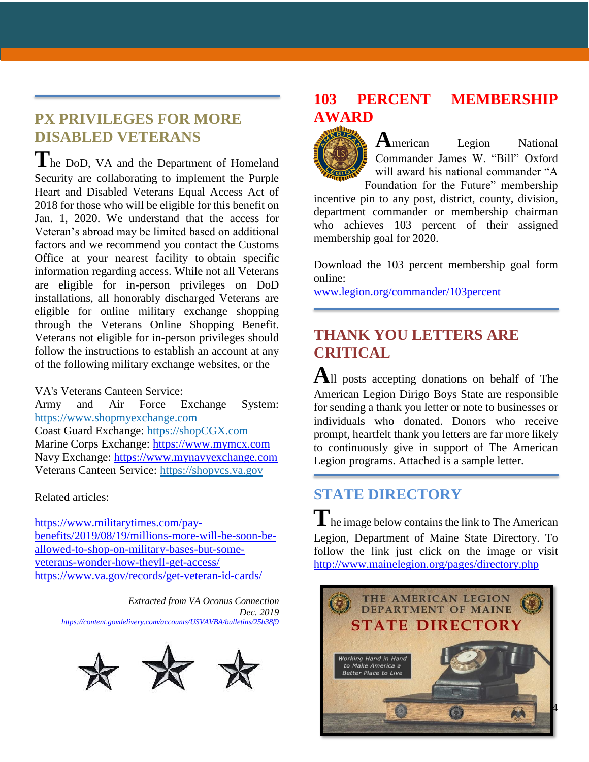## PX PRIVILEGES FOR MORE DISABLED VETERANS

The DoD, VA and the Department of Homeland Security are collaborating to implement the Purple Heart and Disabled Veterans Equal Access Act of 2018 for those who will be eligible for this benefit on Jan. 1, 2020. We understand that the access for Veteran's abroad may be limited based on additional factors and we recommend you contact the Customs Office at your nearest facility to obtain specific information regarding access. While not all Veterans are eligible for in-person privileges on DoD installations, all honorably discharged Veterans are eligible for online military exchange shopping through the Veterans Online Shopping Benefit. Veterans not eligible for in-person privileges should follow the instructions to establish an account at any of the following military exchange websites, or the

VA's Veterans Canteen Service:
Army and Air Force Exchange System: https://www.shopmyexchange.com
Coast Guard Exchange: https://shopCGX.com
Marine Corps Exchange: https://www.mymcx.com
Navy Exchange: https://www.mynavyexchange.com
Veterans Canteen Service: https://shopvcs.va.gov

Related articles:

https://www.militarytimes.com/pay-benefits/2019/08/19/millions-more-will-be-soon-be-allowed-to-shop-on-military-bases-but-some-veterans-wonder-how-theyll-get-access/
https://www.va.gov/records/get-veteran-id-cards/

*Extracted from VA Oconus Connection Dec. 2019*
*https://content.govdelivery.com/accounts/USVAVBA/bulletins/25b38f9*

## 103 PERCENT MEMBERSHIP AWARD

American Legion National Commander James W. "Bill" Oxford will award his national commander "A Foundation for the Future" membership incentive pin to any post, district, county, division, department commander or membership chairman who achieves 103 percent of their assigned membership goal for 2020.

Download the 103 percent membership goal form online:
www.legion.org/commander/103percent

## THANK YOU LETTERS ARE CRITICAL

All posts accepting donations on behalf of The American Legion Dirigo Boys State are responsible for sending a thank you letter or note to businesses or individuals who donated. Donors who receive prompt, heartfelt thank you letters are far more likely to continuously give in support of The American Legion programs. Attached is a sample letter.

## STATE DIRECTORY

The image below contains the link to The American Legion, Department of Maine State Directory. To follow the link just click on the image or visit http://www.mainelegion.org/pages/directory.php

THE AMERICAN LEGION DEPARTMENT OF MAINE
STATE DIRECTORY
Working Hand in Hand to Make America a Better Place to Live